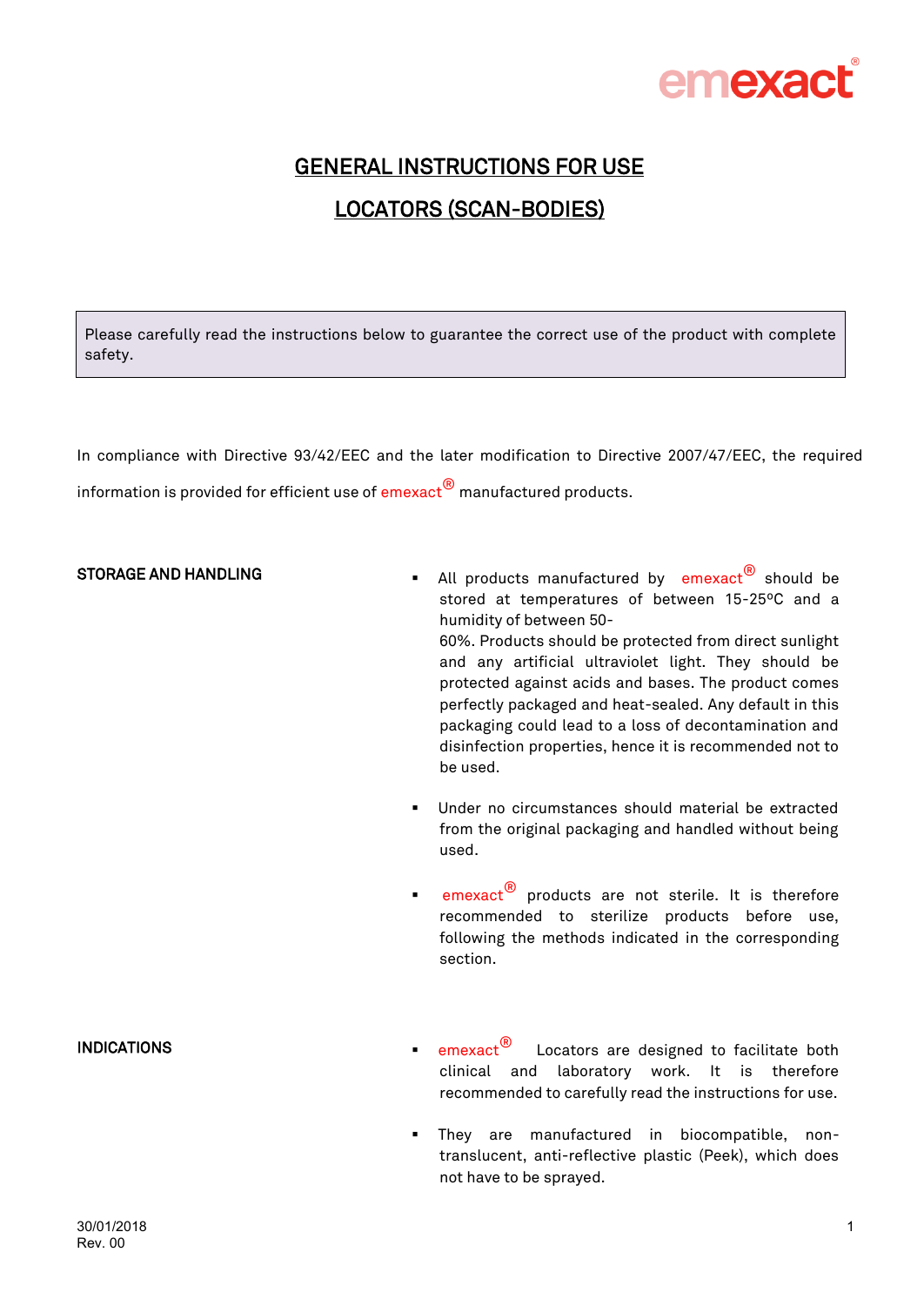emexact®

# GENERAL INSTRUCTIONS FOR USE

# LOCATORS (SCAN-BODIES)

Please carefully read the instructions below to guarantee the correct use of the product with complete safety.

In compliance with Directive 93/42/EEC and the later modification to Directive 2007/47/EEC, the required information is provided for efficient use of emexact® manufactured products.

## STORAGE AND HANDLING

- All products manufactured by emexact® should be stored at temperatures of between 15-25ºC and a humidity of between 50-60%. Products should be protected from direct sunlight and any artificial ultraviolet light. They should be protected against acids and bases. The product comes perfectly packaged and heat-sealed. Any default in this packaging could lead to a loss of decontamination and disinfection properties, hence it is recommended not to be used.
- Under no circumstances should material be extracted from the original packaging and handled without being used.
- emexact® products are not sterile. It is therefore recommended to sterilize products before use, following the methods indicated in the corresponding section.

## INDICATIONS

- emexact® Locators are designed to facilitate both clinical and laboratory work. It is therefore recommended to carefully read the instructions for use.
- They are manufactured in biocompatible, non-translucent, anti-reflective plastic (Peek), which does not have to be sprayed.

30/01/2018
Rev. 00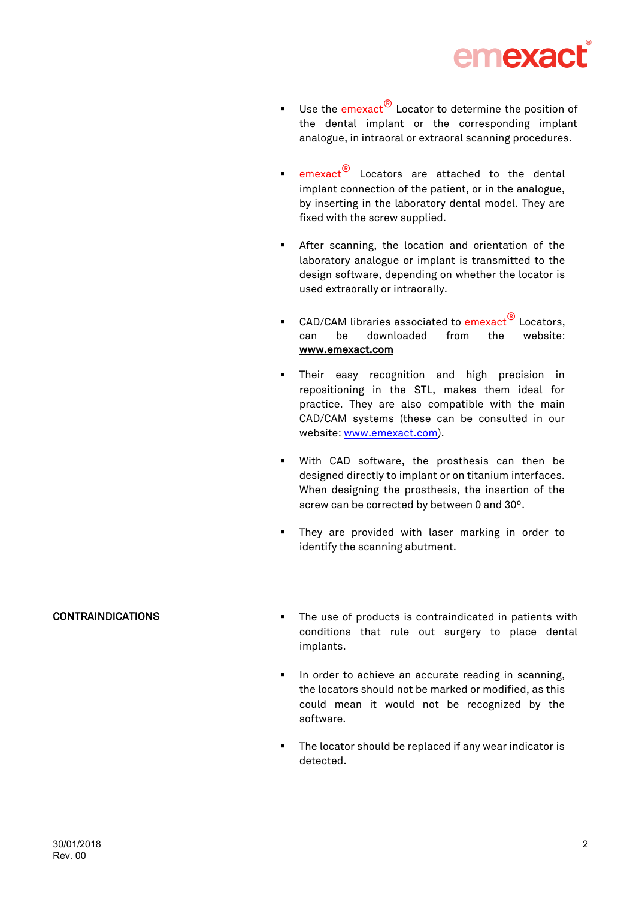- Use the emexact® Locator to determine the position of the dental implant or the corresponding implant analogue, in intraoral or extraoral scanning procedures.

- emexact® Locators are attached to the dental implant connection of the patient, or in the analogue, by inserting in the laboratory dental model. They are fixed with the screw supplied.

- After scanning, the location and orientation of the laboratory analogue or implant is transmitted to the design software, depending on whether the locator is used extraorally or intraorally.

- CAD/CAM libraries associated to emexact® Locators, can be downloaded from the website: **www.emexact.com**

- Their easy recognition and high precision in repositioning in the STL, makes them ideal for practice. They are also compatible with the main CAD/CAM systems (these can be consulted in our website: www.emexact.com).

- With CAD software, the prosthesis can then be designed directly to implant or on titanium interfaces. When designing the prosthesis, the insertion of the screw can be corrected by between 0 and 30º.

- They are provided with laser marking in order to identify the scanning abutment.

**CONTRAINDICATIONS**

- The use of products is contraindicated in patients with conditions that rule out surgery to place dental implants.

- In order to achieve an accurate reading in scanning, the locators should not be marked or modified, as this could mean it would not be recognized by the software.

- The locator should be replaced if any wear indicator is detected.

30/01/2018
Rev. 00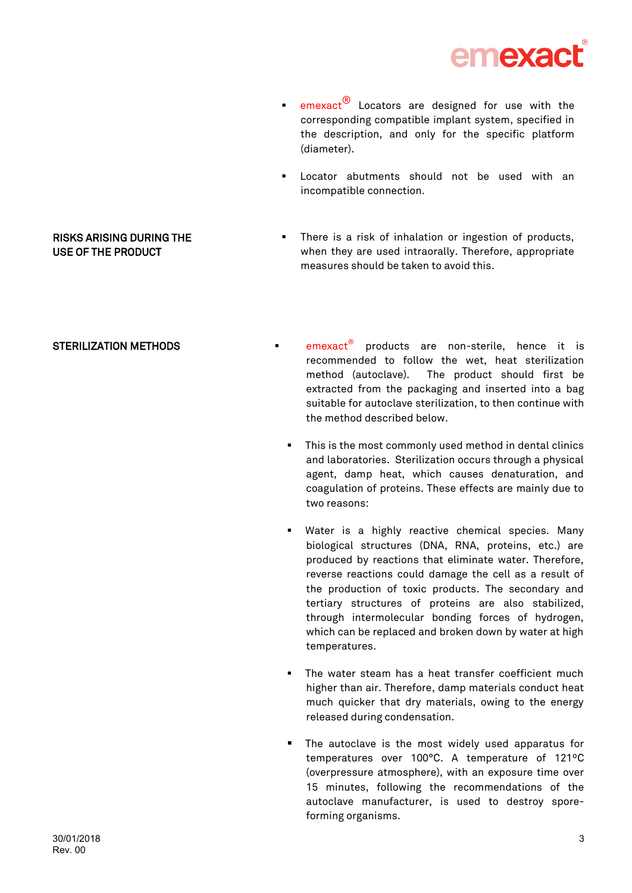- emexact® Locators are designed for use with the corresponding compatible implant system, specified in the description, and only for the specific platform (diameter).
- Locator abutments should not be used with an incompatible connection.

## RISKS ARISING DURING THE USE OF THE PRODUCT

- There is a risk of inhalation or ingestion of products, when they are used intraorally. Therefore, appropriate measures should be taken to avoid this.

## STERILIZATION METHODS

- emexact® products are non-sterile, hence it is recommended to follow the wet, heat sterilization method (autoclave). The product should first be extracted from the packaging and inserted into a bag suitable for autoclave sterilization, to then continue with the method described below.
- This is the most commonly used method in dental clinics and laboratories. Sterilization occurs through a physical agent, damp heat, which causes denaturation, and coagulation of proteins. These effects are mainly due to two reasons:
- Water is a highly reactive chemical species. Many biological structures (DNA, RNA, proteins, etc.) are produced by reactions that eliminate water. Therefore, reverse reactions could damage the cell as a result of the production of toxic products. The secondary and tertiary structures of proteins are also stabilized, through intermolecular bonding forces of hydrogen, which can be replaced and broken down by water at high temperatures.
- The water steam has a heat transfer coefficient much higher than air. Therefore, damp materials conduct heat much quicker that dry materials, owing to the energy released during condensation.
- The autoclave is the most widely used apparatus for temperatures over 100°C. A temperature of 121ºC (overpressure atmosphere), with an exposure time over 15 minutes, following the recommendations of the autoclave manufacturer, is used to destroy spore-forming organisms.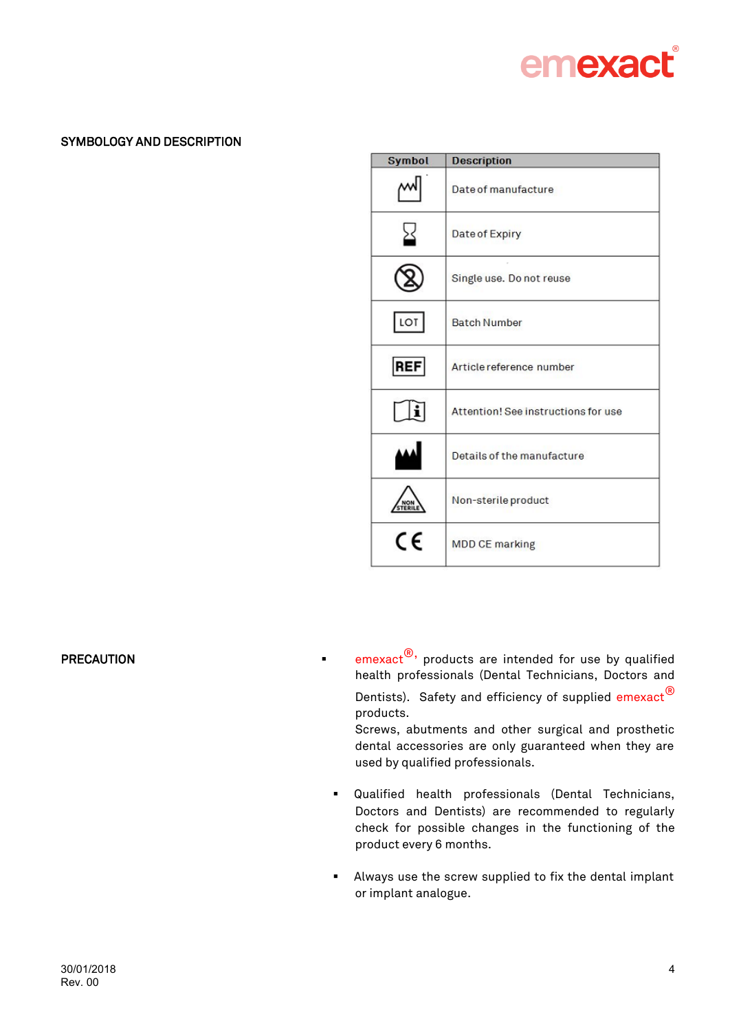## SYMBOLOGY AND DESCRIPTION

| Symbol | Description |
|---|---|
| | Date of manufacture |
| | Date of Expiry |
| | Single use. Do not reuse |
| LOT | Batch Number |
| REF | Article reference number |
| | Attention! See instructions for use |
| | Details of the manufacture |
| NON STERILE | Non-sterile product |
| CE | MDD CE marking |

## PRECAUTION

- emexact®, products are intended for use by qualified health professionals (Dental Technicians, Doctors and Dentists). Safety and efficiency of supplied emexact® products.
  Screws, abutments and other surgical and prosthetic dental accessories are only guaranteed when they are used by qualified professionals.

- Qualified health professionals (Dental Technicians, Doctors and Dentists) are recommended to regularly check for possible changes in the functioning of the product every 6 months.

- Always use the screw supplied to fix the dental implant or implant analogue.

30/01/2018
Rev. 00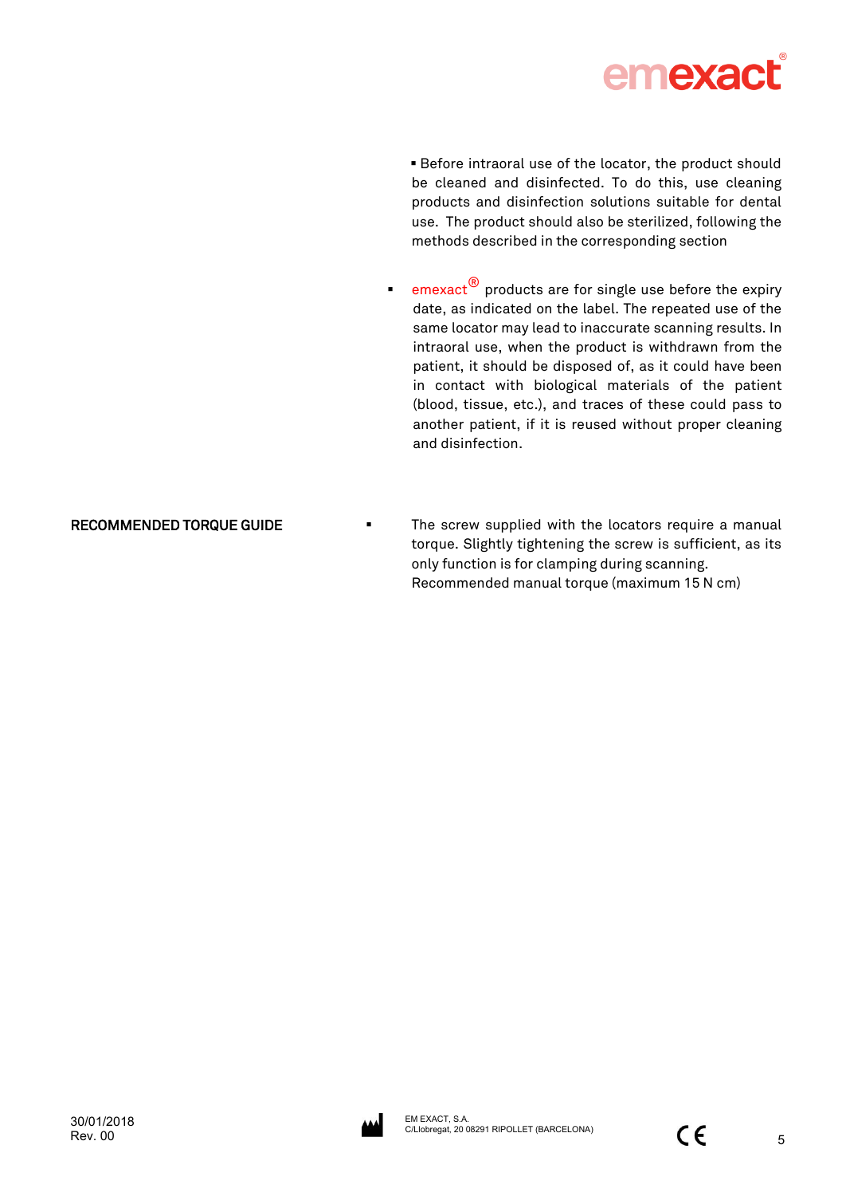- Before intraoral use of the locator, the product should be cleaned and disinfected. To do this, use cleaning products and disinfection solutions suitable for dental use. The product should also be sterilized, following the methods described in the corresponding section

- emexact® products are for single use before the expiry date, as indicated on the label. The repeated use of the same locator may lead to inaccurate scanning results. In intraoral use, when the product is withdrawn from the patient, it should be disposed of, as it could have been in contact with biological materials of the patient (blood, tissue, etc.), and traces of these could pass to another patient, if it is reused without proper cleaning and disinfection.

## RECOMMENDED TORQUE GUIDE

- The screw supplied with the locators require a manual torque. Slightly tightening the screw is sufficient, as its only function is for clamping during scanning.
  Recommended manual torque (maximum 15 N cm)